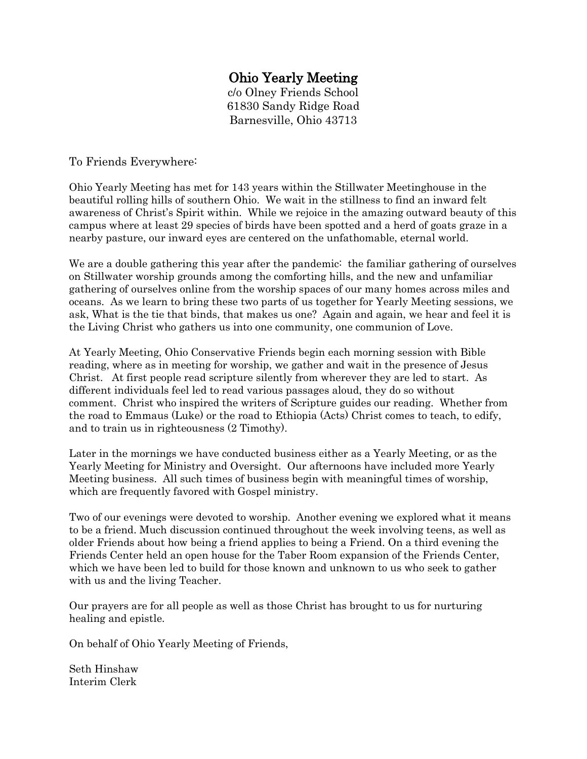# Ohio Yearly Meeting

c/o Olney Friends School
61830 Sandy Ridge Road
Barnesville, Ohio 43713

To Friends Everywhere:

Ohio Yearly Meeting has met for 143 years within the Stillwater Meetinghouse in the beautiful rolling hills of southern Ohio. We wait in the stillness to find an inward felt awareness of Christ's Spirit within. While we rejoice in the amazing outward beauty of this campus where at least 29 species of birds have been spotted and a herd of goats graze in a nearby pasture, our inward eyes are centered on the unfathomable, eternal world.

We are a double gathering this year after the pandemic: the familiar gathering of ourselves on Stillwater worship grounds among the comforting hills, and the new and unfamiliar gathering of ourselves online from the worship spaces of our many homes across miles and oceans. As we learn to bring these two parts of us together for Yearly Meeting sessions, we ask, What is the tie that binds, that makes us one? Again and again, we hear and feel it is the Living Christ who gathers us into one community, one communion of Love.

At Yearly Meeting, Ohio Conservative Friends begin each morning session with Bible reading, where as in meeting for worship, we gather and wait in the presence of Jesus Christ. At first people read scripture silently from wherever they are led to start. As different individuals feel led to read various passages aloud, they do so without comment. Christ who inspired the writers of Scripture guides our reading. Whether from the road to Emmaus (Luke) or the road to Ethiopia (Acts) Christ comes to teach, to edify, and to train us in righteousness (2 Timothy).

Later in the mornings we have conducted business either as a Yearly Meeting, or as the Yearly Meeting for Ministry and Oversight. Our afternoons have included more Yearly Meeting business. All such times of business begin with meaningful times of worship, which are frequently favored with Gospel ministry.

Two of our evenings were devoted to worship. Another evening we explored what it means to be a friend. Much discussion continued throughout the week involving teens, as well as older Friends about how being a friend applies to being a Friend. On a third evening the Friends Center held an open house for the Taber Room expansion of the Friends Center, which we have been led to build for those known and unknown to us who seek to gather with us and the living Teacher.

Our prayers are for all people as well as those Christ has brought to us for nurturing healing and epistle.

On behalf of Ohio Yearly Meeting of Friends,

Seth Hinshaw
Interim Clerk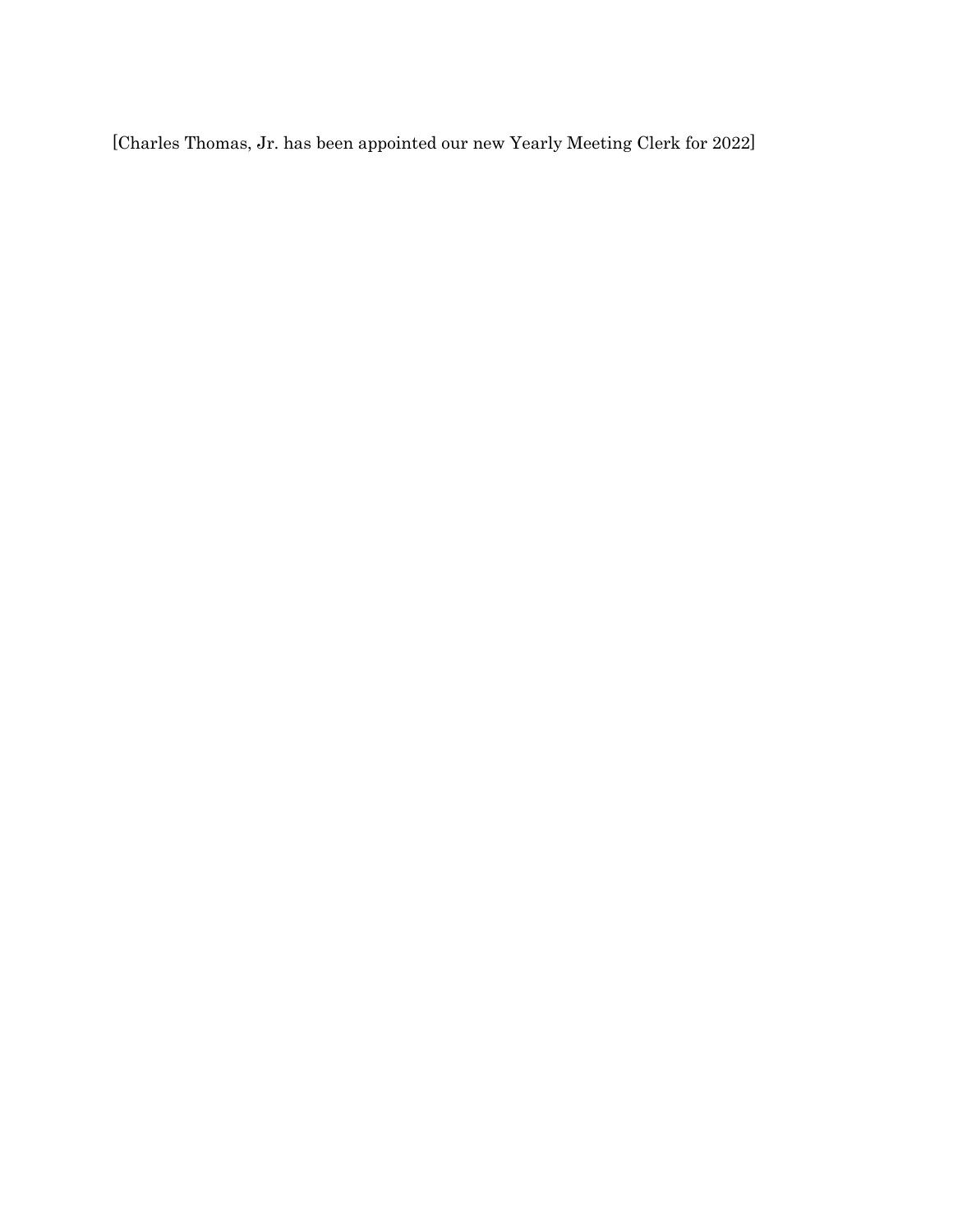[Charles Thomas, Jr. has been appointed our new Yearly Meeting Clerk for 2022]